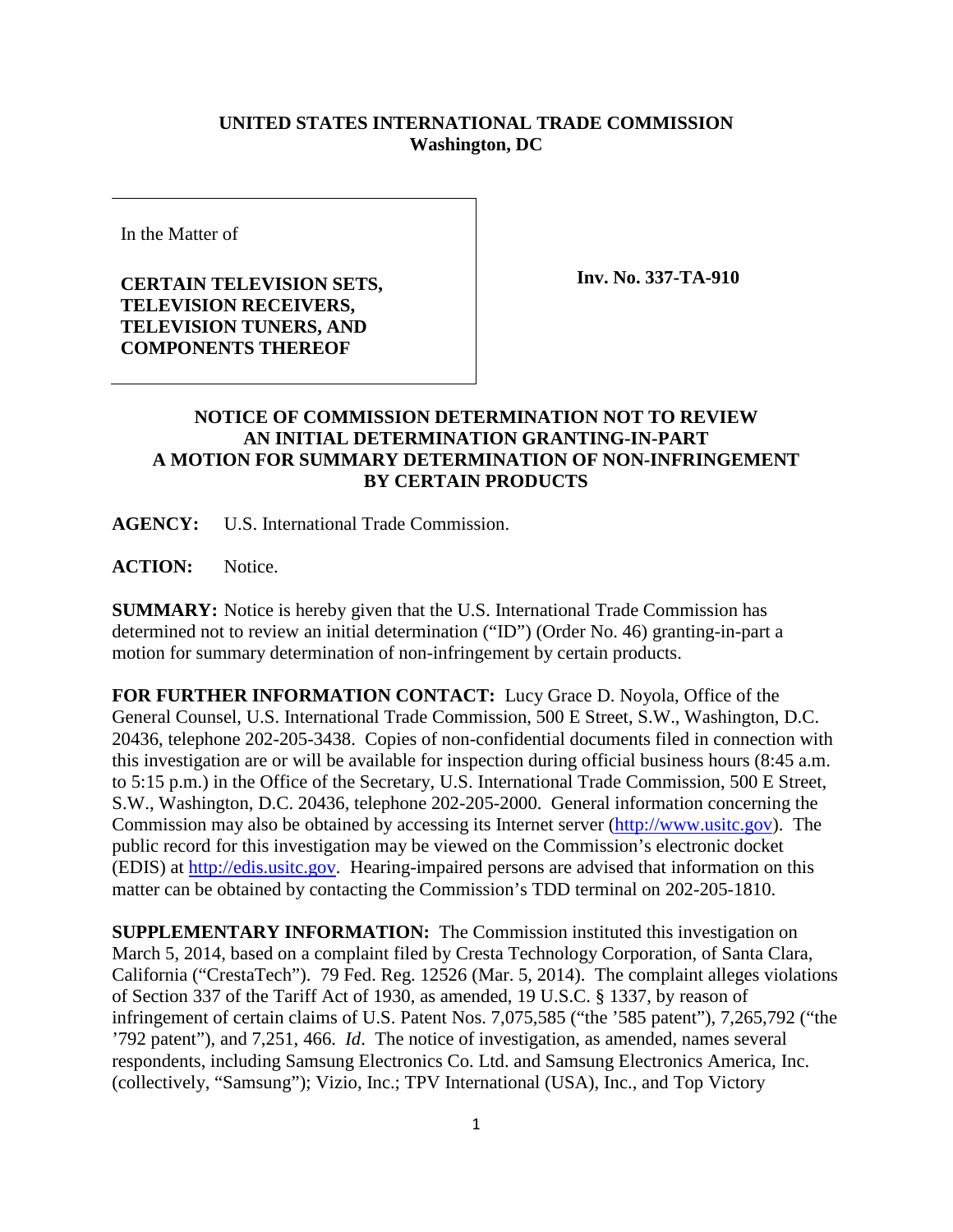**UNITED STATES INTERNATIONAL TRADE COMMISSION**
**Washington, DC**

| In the Matter of<br><br>**CERTAIN TELEVISION SETS, TELEVISION RECEIVERS, TELEVISION TUNERS, AND COMPONENTS THEREOF** | **Inv. No. 337-TA-910** |
|---|---|

**NOTICE OF COMMISSION DETERMINATION NOT TO REVIEW AN INITIAL DETERMINATION GRANTING-IN-PART A MOTION FOR SUMMARY DETERMINATION OF NON-INFRINGEMENT BY CERTAIN PRODUCTS**

**AGENCY:** U.S. International Trade Commission.

**ACTION:** Notice.

**SUMMARY:** Notice is hereby given that the U.S. International Trade Commission has determined not to review an initial determination ("ID") (Order No. 46) granting-in-part a motion for summary determination of non-infringement by certain products.

**FOR FURTHER INFORMATION CONTACT:** Lucy Grace D. Noyola, Office of the General Counsel, U.S. International Trade Commission, 500 E Street, S.W., Washington, D.C. 20436, telephone 202-205-3438. Copies of non-confidential documents filed in connection with this investigation are or will be available for inspection during official business hours (8:45 a.m. to 5:15 p.m.) in the Office of the Secretary, U.S. International Trade Commission, 500 E Street, S.W., Washington, D.C. 20436, telephone 202-205-2000. General information concerning the Commission may also be obtained by accessing its Internet server (http://www.usitc.gov). The public record for this investigation may be viewed on the Commission's electronic docket (EDIS) at http://edis.usitc.gov. Hearing-impaired persons are advised that information on this matter can be obtained by contacting the Commission's TDD terminal on 202-205-1810.

**SUPPLEMENTARY INFORMATION:** The Commission instituted this investigation on March 5, 2014, based on a complaint filed by Cresta Technology Corporation, of Santa Clara, California ("CrestaTech"). 79 Fed. Reg. 12526 (Mar. 5, 2014). The complaint alleges violations of Section 337 of the Tariff Act of 1930, as amended, 19 U.S.C. § 1337, by reason of infringement of certain claims of U.S. Patent Nos. 7,075,585 ("the '585 patent"), 7,265,792 ("the '792 patent"), and 7,251, 466. *Id*. The notice of investigation, as amended, names several respondents, including Samsung Electronics Co. Ltd. and Samsung Electronics America, Inc. (collectively, "Samsung"); Vizio, Inc.; TPV International (USA), Inc., and Top Victory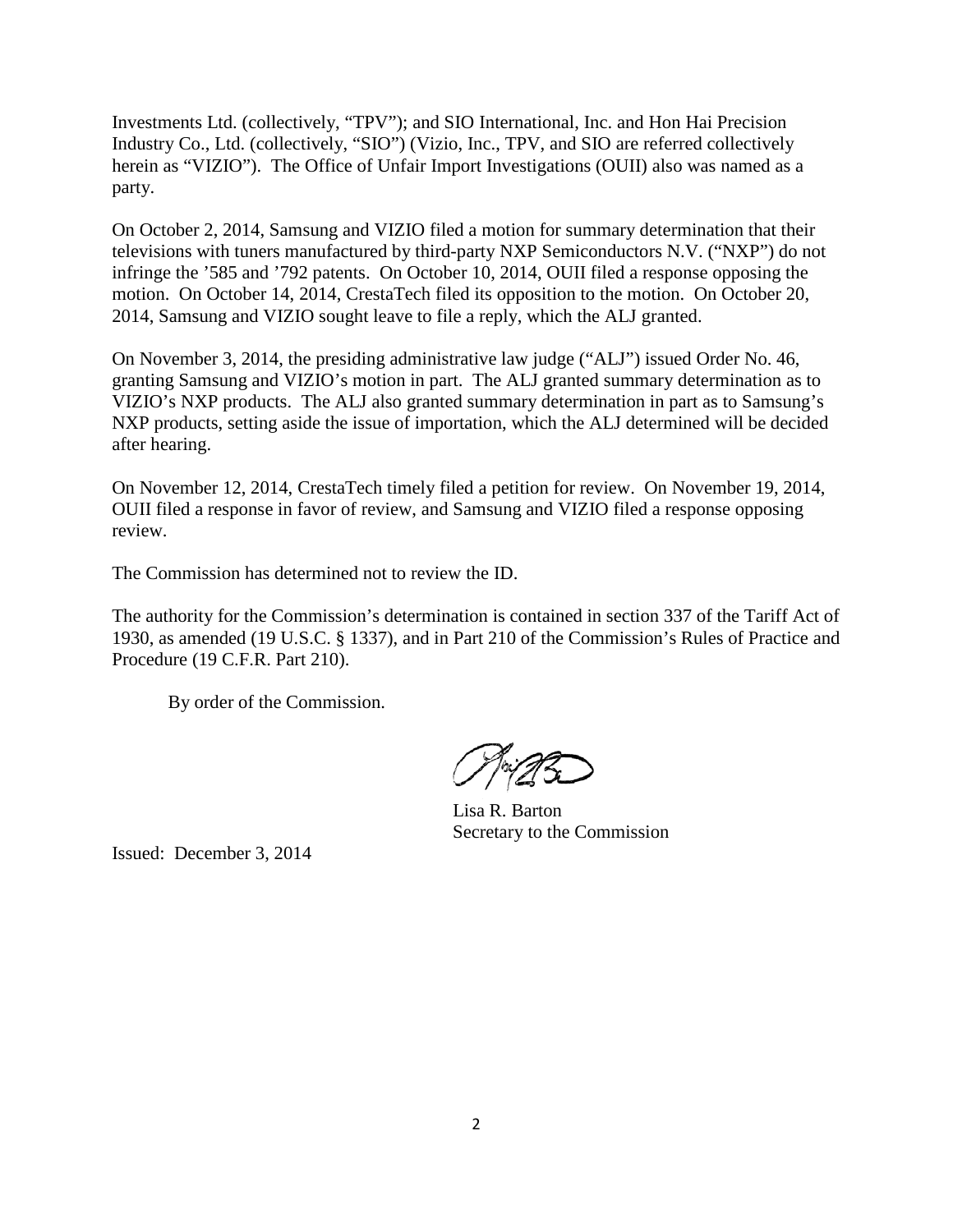Investments Ltd. (collectively, "TPV"); and SIO International, Inc. and Hon Hai Precision Industry Co., Ltd. (collectively, "SIO") (Vizio, Inc., TPV, and SIO are referred collectively herein as "VIZIO"). The Office of Unfair Import Investigations (OUII) also was named as a party.

On October 2, 2014, Samsung and VIZIO filed a motion for summary determination that their televisions with tuners manufactured by third-party NXP Semiconductors N.V. ("NXP") do not infringe the '585 and '792 patents. On October 10, 2014, OUII filed a response opposing the motion. On October 14, 2014, CrestaTech filed its opposition to the motion. On October 20, 2014, Samsung and VIZIO sought leave to file a reply, which the ALJ granted.

On November 3, 2014, the presiding administrative law judge ("ALJ") issued Order No. 46, granting Samsung and VIZIO's motion in part. The ALJ granted summary determination as to VIZIO's NXP products. The ALJ also granted summary determination in part as to Samsung's NXP products, setting aside the issue of importation, which the ALJ determined will be decided after hearing.

On November 12, 2014, CrestaTech timely filed a petition for review. On November 19, 2014, OUII filed a response in favor of review, and Samsung and VIZIO filed a response opposing review.

The Commission has determined not to review the ID.

The authority for the Commission's determination is contained in section 337 of the Tariff Act of 1930, as amended (19 U.S.C. § 1337), and in Part 210 of the Commission's Rules of Practice and Procedure (19 C.F.R. Part 210).

By order of the Commission.

Lisa R. Barton
Secretary to the Commission

Issued: December 3, 2014